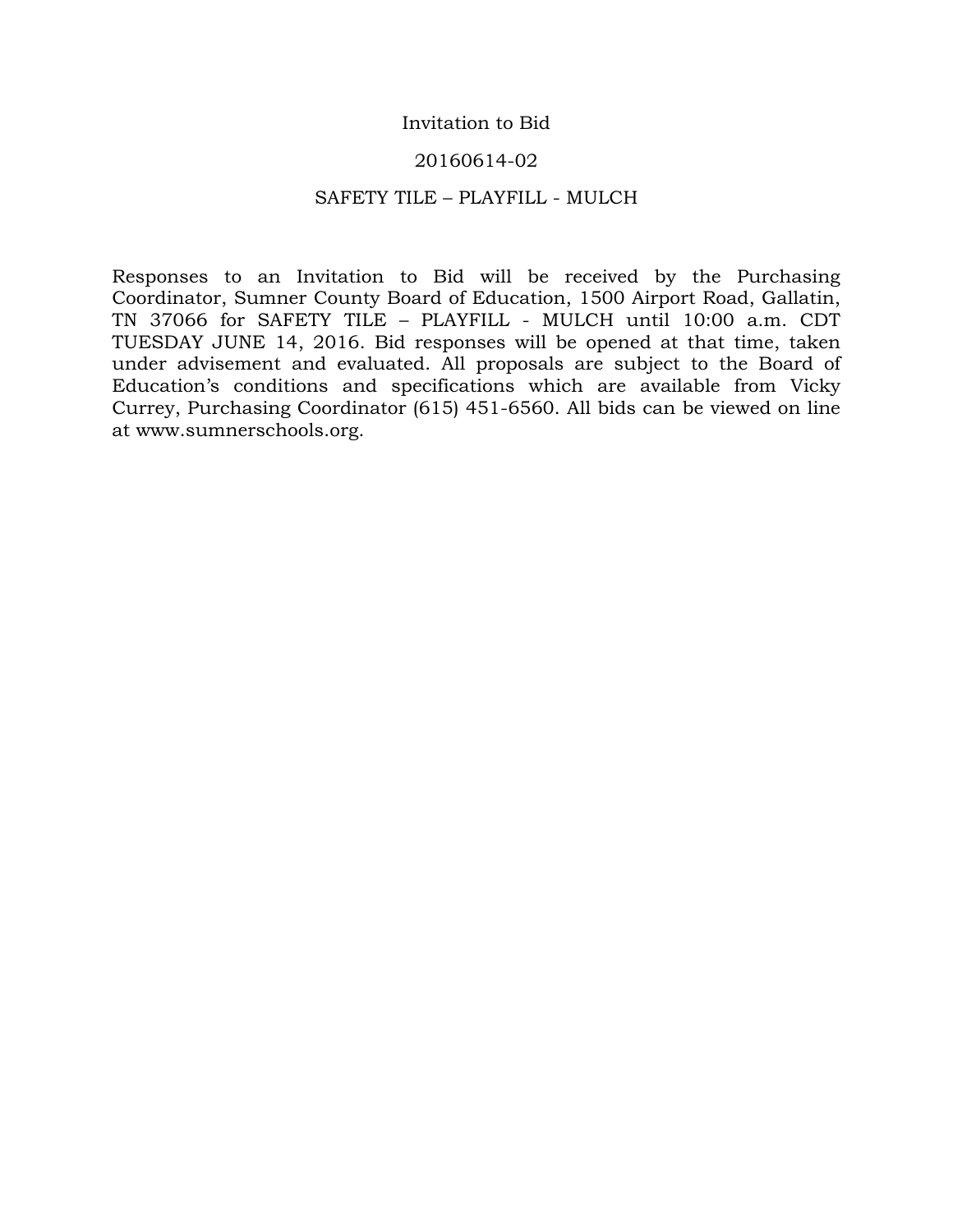# Invitation to Bid

## 20160614-02

## SAFETY TILE – PLAYFILL - MULCH

Responses to an Invitation to Bid will be received by the Purchasing Coordinator, Sumner County Board of Education, 1500 Airport Road, Gallatin, TN 37066 for SAFETY TILE – PLAYFILL - MULCH until 10:00 a.m. CDT TUESDAY JUNE 14, 2016. Bid responses will be opened at that time, taken under advisement and evaluated. All proposals are subject to the Board of Education's conditions and specifications which are available from Vicky Currey, Purchasing Coordinator (615) 451-6560. All bids can be viewed on line at www.sumnerschools.org.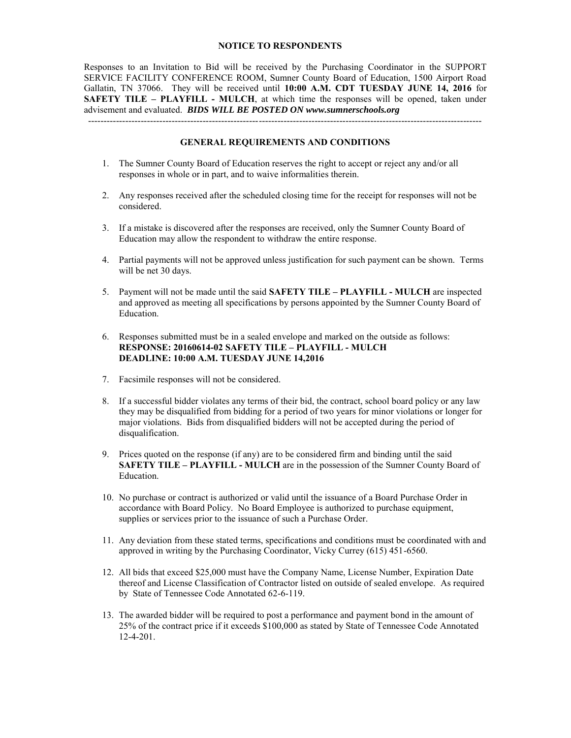## NOTICE TO RESPONDENTS

Responses to an Invitation to Bid will be received by the Purchasing Coordinator in the SUPPORT SERVICE FACILITY CONFERENCE ROOM, Sumner County Board of Education, 1500 Airport Road Gallatin, TN 37066. They will be received until **10:00 A.M. CDT TUESDAY JUNE 14, 2016** for **SAFETY TILE – PLAYFILL - MULCH**, at which time the responses will be opened, taken under advisement and evaluated. ***BIDS WILL BE POSTED ON www.sumnerschools.org***

---

## GENERAL REQUIREMENTS AND CONDITIONS

1. The Sumner County Board of Education reserves the right to accept or reject any and/or all responses in whole or in part, and to waive informalities therein.

2. Any responses received after the scheduled closing time for the receipt for responses will not be considered.

3. If a mistake is discovered after the responses are received, only the Sumner County Board of Education may allow the respondent to withdraw the entire response.

4. Partial payments will not be approved unless justification for such payment can be shown. Terms will be net 30 days.

5. Payment will not be made until the said **SAFETY TILE – PLAYFILL - MULCH** are inspected and approved as meeting all specifications by persons appointed by the Sumner County Board of Education.

6. Responses submitted must be in a sealed envelope and marked on the outside as follows:
   **RESPONSE: 20160614-02 SAFETY TILE – PLAYFILL - MULCH**
   **DEADLINE: 10:00 A.M. TUESDAY JUNE 14,2016**

7. Facsimile responses will not be considered.

8. If a successful bidder violates any terms of their bid, the contract, school board policy or any law they may be disqualified from bidding for a period of two years for minor violations or longer for major violations. Bids from disqualified bidders will not be accepted during the period of disqualification.

9. Prices quoted on the response (if any) are to be considered firm and binding until the said **SAFETY TILE – PLAYFILL - MULCH** are in the possession of the Sumner County Board of Education.

10. No purchase or contract is authorized or valid until the issuance of a Board Purchase Order in accordance with Board Policy. No Board Employee is authorized to purchase equipment, supplies or services prior to the issuance of such a Purchase Order.

11. Any deviation from these stated terms, specifications and conditions must be coordinated with and approved in writing by the Purchasing Coordinator, Vicky Currey (615) 451-6560.

12. All bids that exceed $25,000 must have the Company Name, License Number, Expiration Date thereof and License Classification of Contractor listed on outside of sealed envelope. As required by State of Tennessee Code Annotated 62-6-119.

13. The awarded bidder will be required to post a performance and payment bond in the amount of 25% of the contract price if it exceeds $100,000 as stated by State of Tennessee Code Annotated 12-4-201.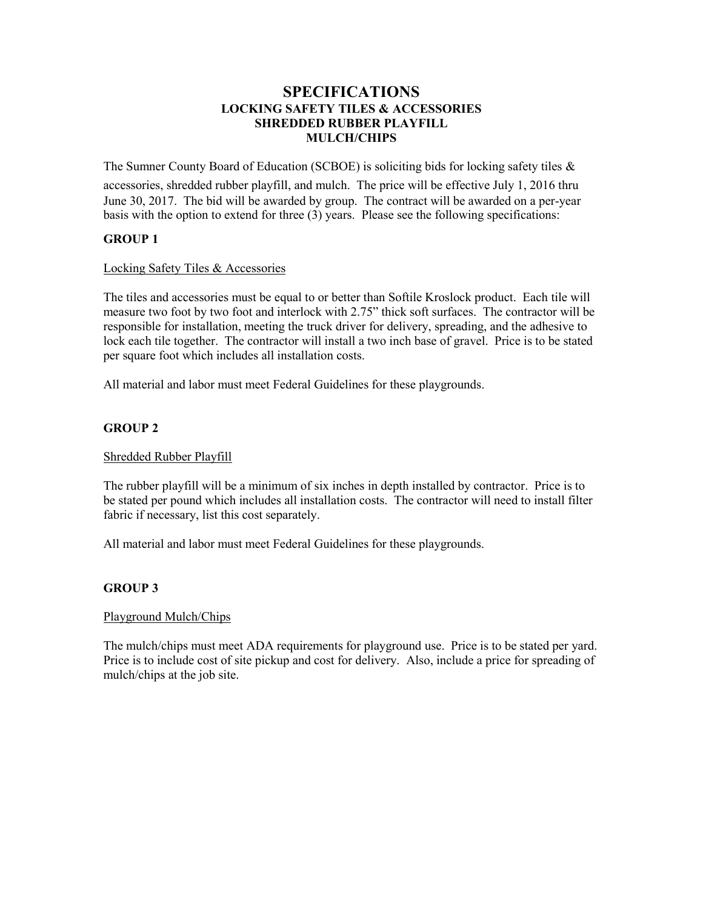# SPECIFICATIONS

## LOCKING SAFETY TILES & ACCESSORIES
## SHREDDED RUBBER PLAYFILL
## MULCH/CHIPS

The Sumner County Board of Education (SCBOE) is soliciting bids for locking safety tiles & accessories, shredded rubber playfill, and mulch. The price will be effective July 1, 2016 thru June 30, 2017. The bid will be awarded by group. The contract will be awarded on a per-year basis with the option to extend for three (3) years. Please see the following specifications:

**GROUP 1**

<u>Locking Safety Tiles & Accessories</u>

The tiles and accessories must be equal to or better than Softile Kroslock product. Each tile will measure two foot by two foot and interlock with 2.75" thick soft surfaces. The contractor will be responsible for installation, meeting the truck driver for delivery, spreading, and the adhesive to lock each tile together. The contractor will install a two inch base of gravel. Price is to be stated per square foot which includes all installation costs.

All material and labor must meet Federal Guidelines for these playgrounds.

**GROUP 2**

<u>Shredded Rubber Playfill</u>

The rubber playfill will be a minimum of six inches in depth installed by contractor. Price is to be stated per pound which includes all installation costs. The contractor will need to install filter fabric if necessary, list this cost separately.

All material and labor must meet Federal Guidelines for these playgrounds.

**GROUP 3**

<u>Playground Mulch/Chips</u>

The mulch/chips must meet ADA requirements for playground use. Price is to be stated per yard. Price is to include cost of site pickup and cost for delivery. Also, include a price for spreading of mulch/chips at the job site.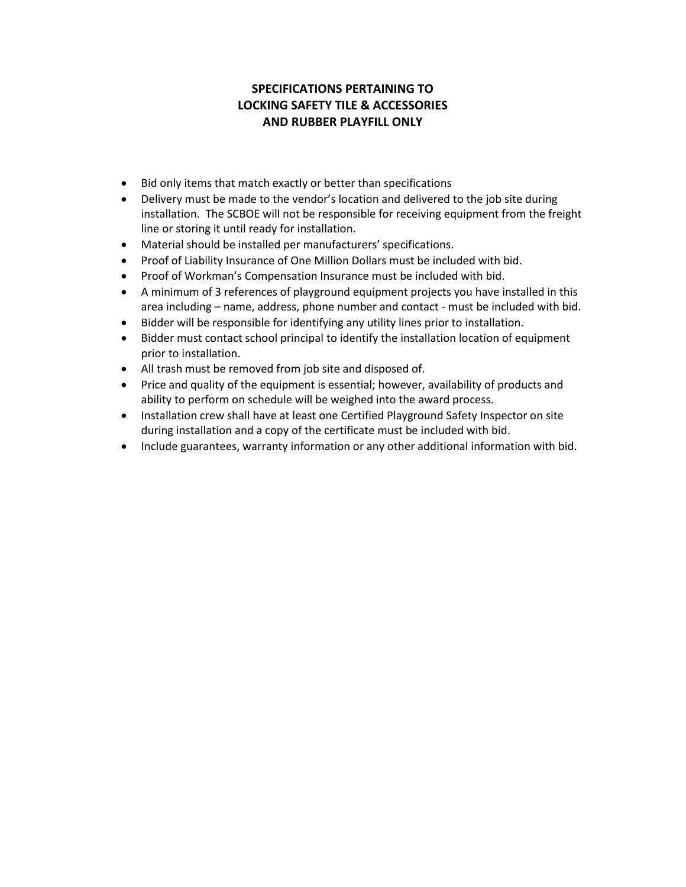## SPECIFICATIONS PERTAINING TO LOCKING SAFETY TILE & ACCESSORIES AND RUBBER PLAYFILL ONLY

- Bid only items that match exactly or better than specifications
- Delivery must be made to the vendor's location and delivered to the job site during installation. The SCBOE will not be responsible for receiving equipment from the freight line or storing it until ready for installation.
- Material should be installed per manufacturers' specifications.
- Proof of Liability Insurance of One Million Dollars must be included with bid.
- Proof of Workman's Compensation Insurance must be included with bid.
- A minimum of 3 references of playground equipment projects you have installed in this area including – name, address, phone number and contact - must be included with bid.
- Bidder will be responsible for identifying any utility lines prior to installation.
- Bidder must contact school principal to identify the installation location of equipment prior to installation.
- All trash must be removed from job site and disposed of.
- Price and quality of the equipment is essential; however, availability of products and ability to perform on schedule will be weighed into the award process.
- Installation crew shall have at least one Certified Playground Safety Inspector on site during installation and a copy of the certificate must be included with bid.
- Include guarantees, warranty information or any other additional information with bid.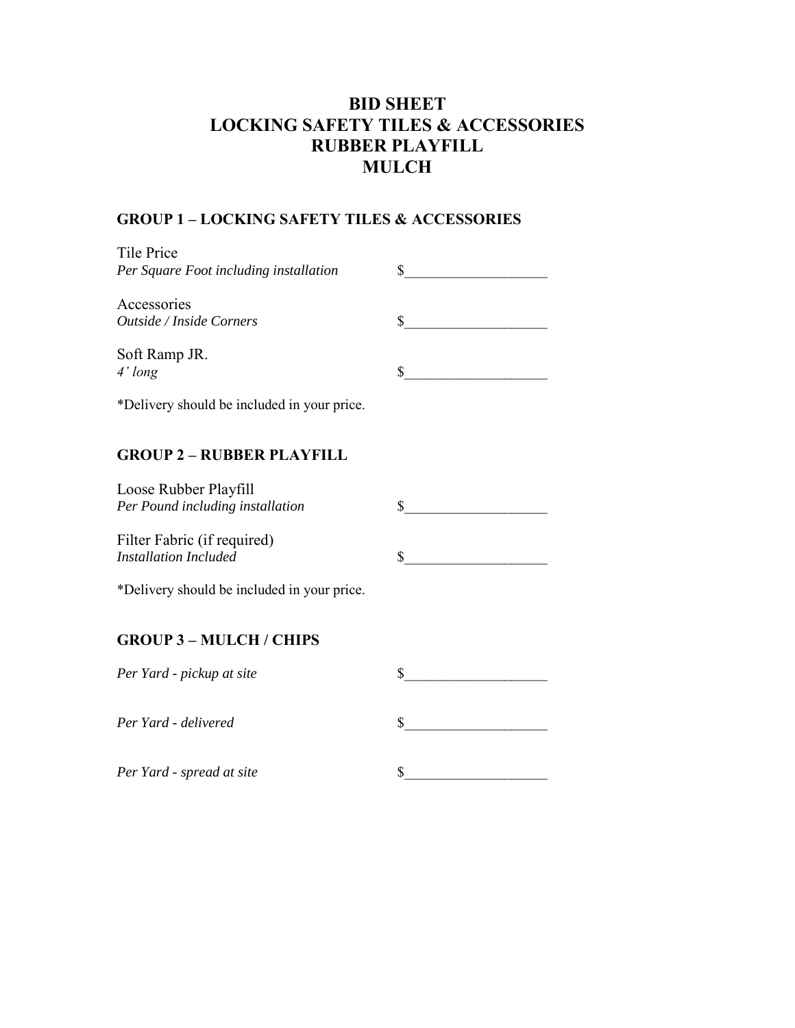# BID SHEET
# LOCKING SAFETY TILES & ACCESSORIES
# RUBBER PLAYFILL
# MULCH

## GROUP 1 – LOCKING SAFETY TILES & ACCESSORIES

Tile Price
*Per Square Foot including installation* $___________________

Accessories
*Outside / Inside Corners* $___________________

Soft Ramp JR.
*4' long* $___________________

*Delivery should be included in your price.

## GROUP 2 – RUBBER PLAYFILL

Loose Rubber Playfill
*Per Pound including installation* $___________________

Filter Fabric (if required)
*Installation Included* $___________________

*Delivery should be included in your price.

## GROUP 3 – MULCH / CHIPS

*Per Yard - pickup at site* $___________________

*Per Yard - delivered* $___________________

*Per Yard - spread at site* $___________________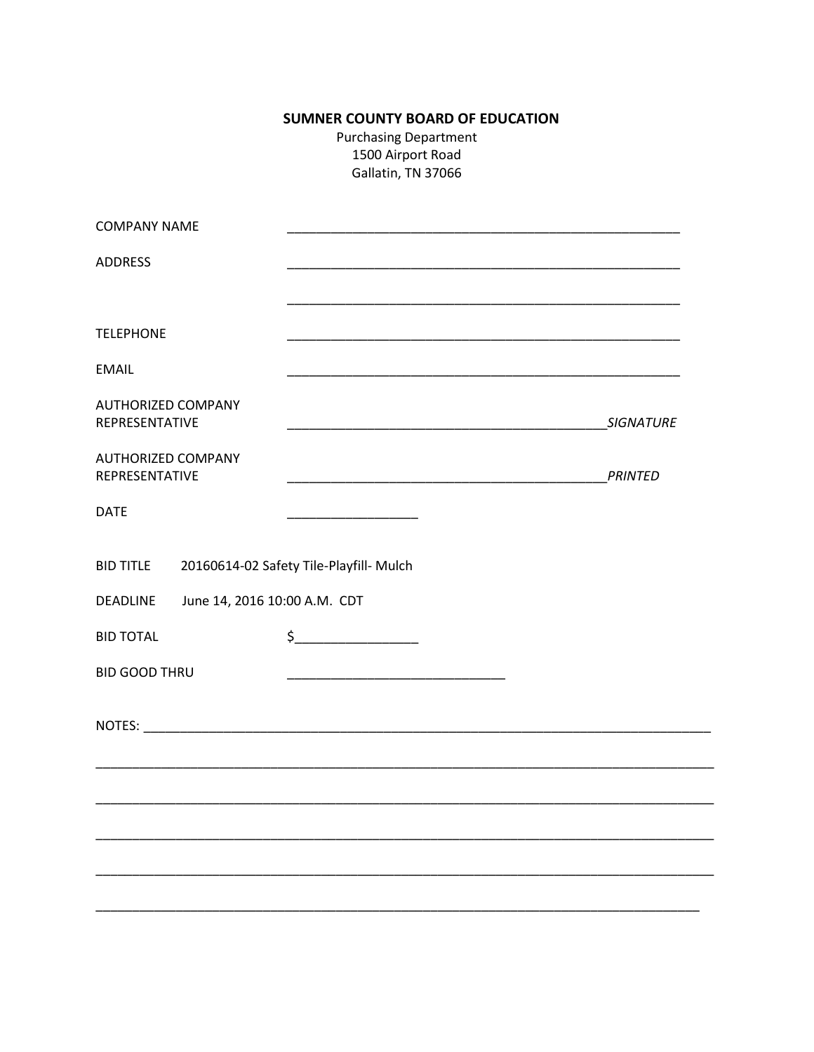**SUMNER COUNTY BOARD OF EDUCATION**

Purchasing Department
1500 Airport Road
Gallatin, TN 37066

COMPANY NAME ________________________________________________________

ADDRESS ________________________________________________________

________________________________________________________

TELEPHONE ________________________________________________________

EMAIL ________________________________________________________

AUTHORIZED COMPANY REPRESENTATIVE ____________________________________________*SIGNATURE*

AUTHORIZED COMPANY REPRESENTATIVE ____________________________________________*PRINTED*

DATE __________________

BID TITLE 20160614-02 Safety Tile-Playfill- Mulch

DEADLINE June 14, 2016 10:00 A.M. CDT

BID TOTAL $_________________

BID GOOD THRU ______________________________

NOTES: ________________________________________________________________________________

________________________________________________________________________________________

________________________________________________________________________________________

________________________________________________________________________________________

________________________________________________________________________________________

______________________________________________________________________________________